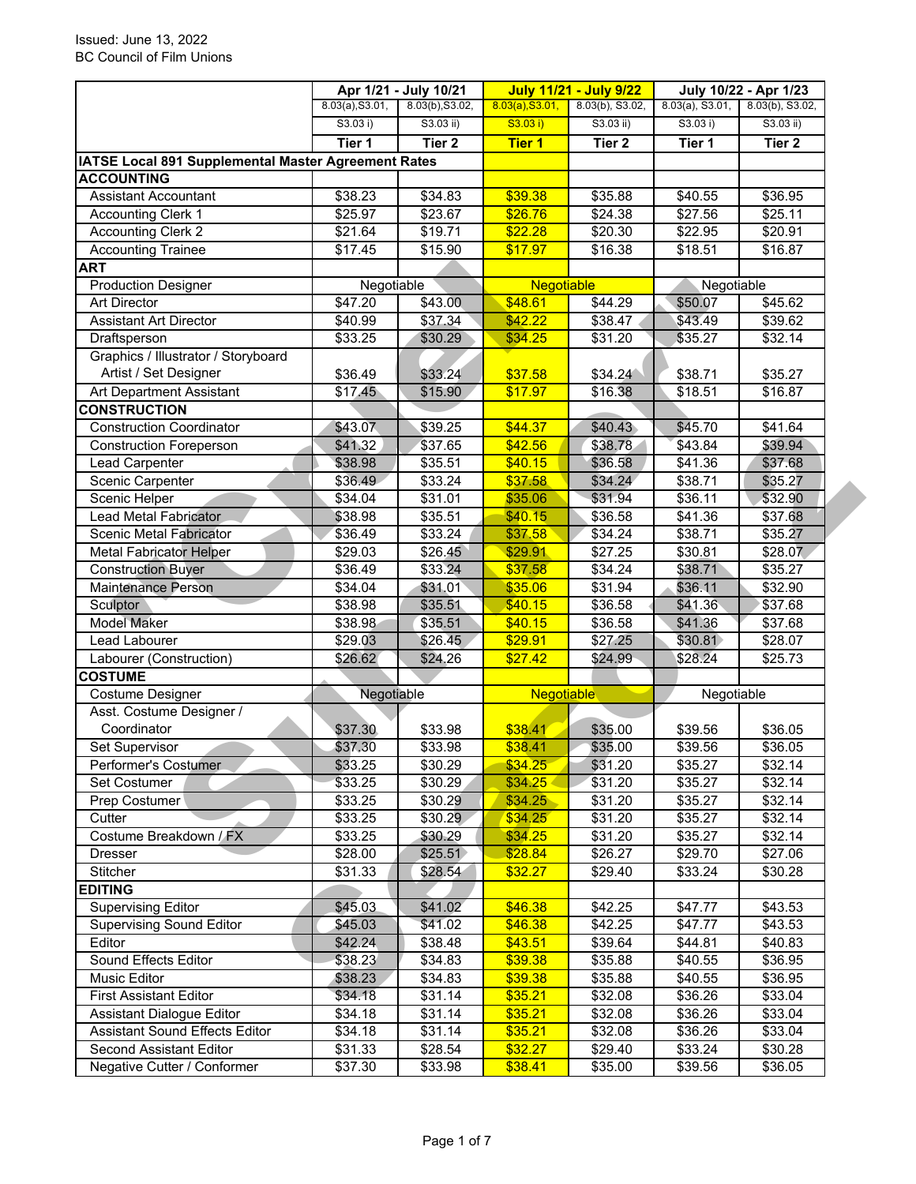Issued: June 13, 2022
BC Council of Film Unions

| | Apr 1/21 - July 10/21 | | July 11/21 - July 9/22 | | July 10/22 - Apr 1/23 | |
|---|---|---|---|---|---|---|
| | 8.03(a),S3.01, S3.03 i) | 8.03(b),S3.02, S3.03 ii) | 8.03(a),S3.01, S3.03 i) | 8.03(b), S3.02, S3.03 ii) | 8.03(a), S3.01, S3.03 i) | 8.03(b), S3.02, S3.03 ii) |
| | **Tier 1** | **Tier 2** | **Tier 1** | **Tier 2** | **Tier 1** | **Tier 2** |
| **IATSE Local 891 Supplemental Master Agreement Rates** | | | | | | |
| **ACCOUNTING** | | | | | | |
| Assistant Accountant | $38.23 | $34.83 | $39.38 | $35.88 | $40.55 | $36.95 |
| Accounting Clerk 1 | $25.97 | $23.67 | $26.76 | $24.38 | $27.56 | $25.11 |
| Accounting Clerk 2 | $21.64 | $19.71 | $22.28 | $20.30 | $22.95 | $20.91 |
| Accounting Trainee | $17.45 | $15.90 | $17.97 | $16.38 | $18.51 | $16.87 |
| **ART** | | | | | | |
| Production Designer | Negotiable | | Negotiable | | Negotiable | |
| Art Director | $47.20 | $43.00 | $48.61 | $44.29 | $50.07 | $45.62 |
| Assistant Art Director | $40.99 | $37.34 | $42.22 | $38.47 | $43.49 | $39.62 |
| Draftsperson | $33.25 | $30.29 | $34.25 | $31.20 | $35.27 | $32.14 |
| Graphics / Illustrator / Storyboard Artist / Set Designer | $36.49 | $33.24 | $37.58 | $34.24 | $38.71 | $35.27 |
| Art Department Assistant | $17.45 | $15.90 | $17.97 | $16.38 | $18.51 | $16.87 |
| **CONSTRUCTION** | | | | | | |
| Construction Coordinator | $43.07 | $39.25 | $44.37 | $40.43 | $45.70 | $41.64 |
| Construction Foreperson | $41.32 | $37.65 | $42.56 | $38.78 | $43.84 | $39.94 |
| Lead Carpenter | $38.98 | $35.51 | $40.15 | $36.58 | $41.36 | $37.68 |
| Scenic Carpenter | $36.49 | $33.24 | $37.58 | $34.24 | $38.71 | $35.27 |
| Scenic Helper | $34.04 | $31.01 | $35.06 | $31.94 | $36.11 | $32.90 |
| Lead Metal Fabricator | $38.98 | $35.51 | $40.15 | $36.58 | $41.36 | $37.68 |
| Scenic Metal Fabricator | $36.49 | $33.24 | $37.58 | $34.24 | $38.71 | $35.27 |
| Metal Fabricator Helper | $29.03 | $26.45 | $29.91 | $27.25 | $30.81 | $28.07 |
| Construction Buyer | $36.49 | $33.24 | $37.58 | $34.24 | $38.71 | $35.27 |
| Maintenance Person | $34.04 | $31.01 | $35.06 | $31.94 | $36.11 | $32.90 |
| Sculptor | $38.98 | $35.51 | $40.15 | $36.58 | $41.36 | $37.68 |
| Model Maker | $38.98 | $35.51 | $40.15 | $36.58 | $41.36 | $37.68 |
| Lead Labourer | $29.03 | $26.45 | $29.91 | $27.25 | $30.81 | $28.07 |
| Labourer (Construction) | $26.62 | $24.26 | $27.42 | $24.99 | $28.24 | $25.73 |
| **COSTUME** | | | | | | |
| Costume Designer | Negotiable | | Negotiable | | Negotiable | |
| Asst. Costume Designer / Coordinator | $37.30 | $33.98 | $38.41 | $35.00 | $39.56 | $36.05 |
| Set Supervisor | $37.30 | $33.98 | $38.41 | $35.00 | $39.56 | $36.05 |
| Performer's Costumer | $33.25 | $30.29 | $34.25 | $31.20 | $35.27 | $32.14 |
| Set Costumer | $33.25 | $30.29 | $34.25 | $31.20 | $35.27 | $32.14 |
| Prep Costumer | $33.25 | $30.29 | $34.25 | $31.20 | $35.27 | $32.14 |
| Cutter | $33.25 | $30.29 | $34.25 | $31.20 | $35.27 | $32.14 |
| Costume Breakdown / FX | $33.25 | $30.29 | $34.25 | $31.20 | $35.27 | $32.14 |
| Dresser | $28.00 | $25.51 | $28.84 | $26.27 | $29.70 | $27.06 |
| Stitcher | $31.33 | $28.54 | $32.27 | $29.40 | $33.24 | $30.28 |
| **EDITING** | | | | | | |
| Supervising Editor | $45.03 | $41.02 | $46.38 | $42.25 | $47.77 | $43.53 |
| Supervising Sound Editor | $45.03 | $41.02 | $46.38 | $42.25 | $47.77 | $43.53 |
| Editor | $42.24 | $38.48 | $43.51 | $39.64 | $44.81 | $40.83 |
| Sound Effects Editor | $38.23 | $34.83 | $39.38 | $35.88 | $40.55 | $36.95 |
| Music Editor | $38.23 | $34.83 | $39.38 | $35.88 | $40.55 | $36.95 |
| First Assistant Editor | $34.18 | $31.14 | $35.21 | $32.08 | $36.26 | $33.04 |
| Assistant Dialogue Editor | $34.18 | $31.14 | $35.21 | $32.08 | $36.26 | $33.04 |
| Assistant Sound Effects Editor | $34.18 | $31.14 | $35.21 | $32.08 | $36.26 | $33.04 |
| Second Assistant Editor | $31.33 | $28.54 | $32.27 | $29.40 | $33.24 | $30.28 |
| Negative Cutter / Conformer | $37.30 | $33.98 | $38.41 | $35.00 | $39.56 | $36.05 |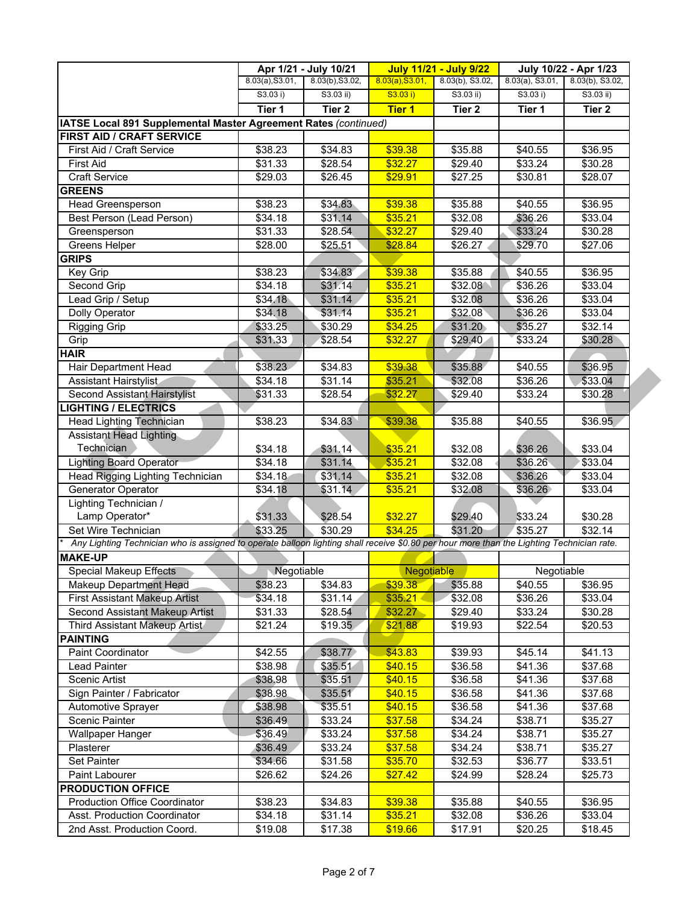| | Apr 1/21 - July 10/21 | | July 11/21 - July 9/22 | | July 10/22 - Apr 1/23 | |
|---|---|---|---|---|---|---|
| | 8.03(a),S3.01, S3.03 i) | 8.03(b),S3.02, S3.03 ii) | 8.03(a),S3.01, S3.03 i) | 8.03(b), S3.02, S3.03 ii) | 8.03(a), S3.01, S3.03 i) | 8.03(b), S3.02, S3.03 ii) |
| | **Tier 1** | **Tier 2** | **Tier 1** | **Tier 2** | **Tier 1** | **Tier 2** |
| **IATSE Local 891 Supplemental Master Agreement Rates** *(continued)* | | | | | | |
| **FIRST AID / CRAFT SERVICE** | | | | | | |
| First Aid / Craft Service | $38.23 | $34.83 | $39.38 | $35.88 | $40.55 | $36.95 |
| First Aid | $31.33 | $28.54 | $32.27 | $29.40 | $33.24 | $30.28 |
| Craft Service | $29.03 | $26.45 | $29.91 | $27.25 | $30.81 | $28.07 |
| **GREENS** | | | | | | |
| Head Greensperson | $38.23 | $34.83 | $39.38 | $35.88 | $40.55 | $36.95 |
| Best Person (Lead Person) | $34.18 | $31.14 | $35.21 | $32.08 | $36.26 | $33.04 |
| Greensperson | $31.33 | $28.54 | $32.27 | $29.40 | $33.24 | $30.28 |
| Greens Helper | $28.00 | $25.51 | $28.84 | $26.27 | $29.70 | $27.06 |
| **GRIPS** | | | | | | |
| Key Grip | $38.23 | $34.83 | $39.38 | $35.88 | $40.55 | $36.95 |
| Second Grip | $34.18 | $31.14 | $35.21 | $32.08 | $36.26 | $33.04 |
| Lead Grip / Setup | $34.18 | $31.14 | $35.21 | $32.08 | $36.26 | $33.04 |
| Dolly Operator | $34.18 | $31.14 | $35.21 | $32.08 | $36.26 | $33.04 |
| Rigging Grip | $33.25 | $30.29 | $34.25 | $31.20 | $35.27 | $32.14 |
| Grip | $31.33 | $28.54 | $32.27 | $29.40 | $33.24 | $30.28 |
| **HAIR** | | | | | | |
| Hair Department Head | $38.23 | $34.83 | $39.38 | $35.88 | $40.55 | $36.95 |
| Assistant Hairstylist | $34.18 | $31.14 | $35.21 | $32.08 | $36.26 | $33.04 |
| Second Assistant Hairstylist | $31.33 | $28.54 | $32.27 | $29.40 | $33.24 | $30.28 |
| **LIGHTING / ELECTRICS** | | | | | | |
| Head Lighting Technician | $38.23 | $34.83 | $39.38 | $35.88 | $40.55 | $36.95 |
| Assistant Head Lighting Technician | $34.18 | $31.14 | $35.21 | $32.08 | $36.26 | $33.04 |
| Lighting Board Operator | $34.18 | $31.14 | $35.21 | $32.08 | $36.26 | $33.04 |
| Head Rigging Lighting Technician | $34.18 | $31.14 | $35.21 | $32.08 | $36.26 | $33.04 |
| Generator Operator | $34.18 | $31.14 | $35.21 | $32.08 | $36.26 | $33.04 |
| Lighting Technician / Lamp Operator* | $31.33 | $28.54 | $32.27 | $29.40 | $33.24 | $30.28 |
| Set Wire Technician | $33.25 | $30.29 | $34.25 | $31.20 | $35.27 | $32.14 |
| * *Any Lighting Technician who is assigned to operate balloon lighting shall receive $0.80 per hour more than the Lighting Technician rate.* | | | | | | |
| **MAKE-UP** | | | | | | |
| Special Makeup Effects | Negotiable | | Negotiable | | Negotiable | |
| Makeup Department Head | $38.23 | $34.83 | $39.38 | $35.88 | $40.55 | $36.95 |
| First Assistant Makeup Artist | $34.18 | $31.14 | $35.21 | $32.08 | $36.26 | $33.04 |
| Second Assistant Makeup Artist | $31.33 | $28.54 | $32.27 | $29.40 | $33.24 | $30.28 |
| Third Assistant Makeup Artist | $21.24 | $19.35 | $21.88 | $19.93 | $22.54 | $20.53 |
| **PAINTING** | | | | | | |
| Paint Coordinator | $42.55 | $38.77 | $43.83 | $39.93 | $45.14 | $41.13 |
| Lead Painter | $38.98 | $35.51 | $40.15 | $36.58 | $41.36 | $37.68 |
| Scenic Artist | $38.98 | $35.51 | $40.15 | $36.58 | $41.36 | $37.68 |
| Sign Painter / Fabricator | $38.98 | $35.51 | $40.15 | $36.58 | $41.36 | $37.68 |
| Automotive Sprayer | $38.98 | $35.51 | $40.15 | $36.58 | $41.36 | $37.68 |
| Scenic Painter | $36.49 | $33.24 | $37.58 | $34.24 | $38.71 | $35.27 |
| Wallpaper Hanger | $36.49 | $33.24 | $37.58 | $34.24 | $38.71 | $35.27 |
| Plasterer | $36.49 | $33.24 | $37.58 | $34.24 | $38.71 | $35.27 |
| Set Painter | $34.66 | $31.58 | $35.70 | $32.53 | $36.77 | $33.51 |
| Paint Labourer | $26.62 | $24.26 | $27.42 | $24.99 | $28.24 | $25.73 |
| **PRODUCTION OFFICE** | | | | | | |
| Production Office Coordinator | $38.23 | $34.83 | $39.38 | $35.88 | $40.55 | $36.95 |
| Asst. Production Coordinator | $34.18 | $31.14 | $35.21 | $32.08 | $36.26 | $33.04 |
| 2nd Asst. Production Coord. | $19.08 | $17.38 | $19.66 | $17.91 | $20.25 | $18.45 |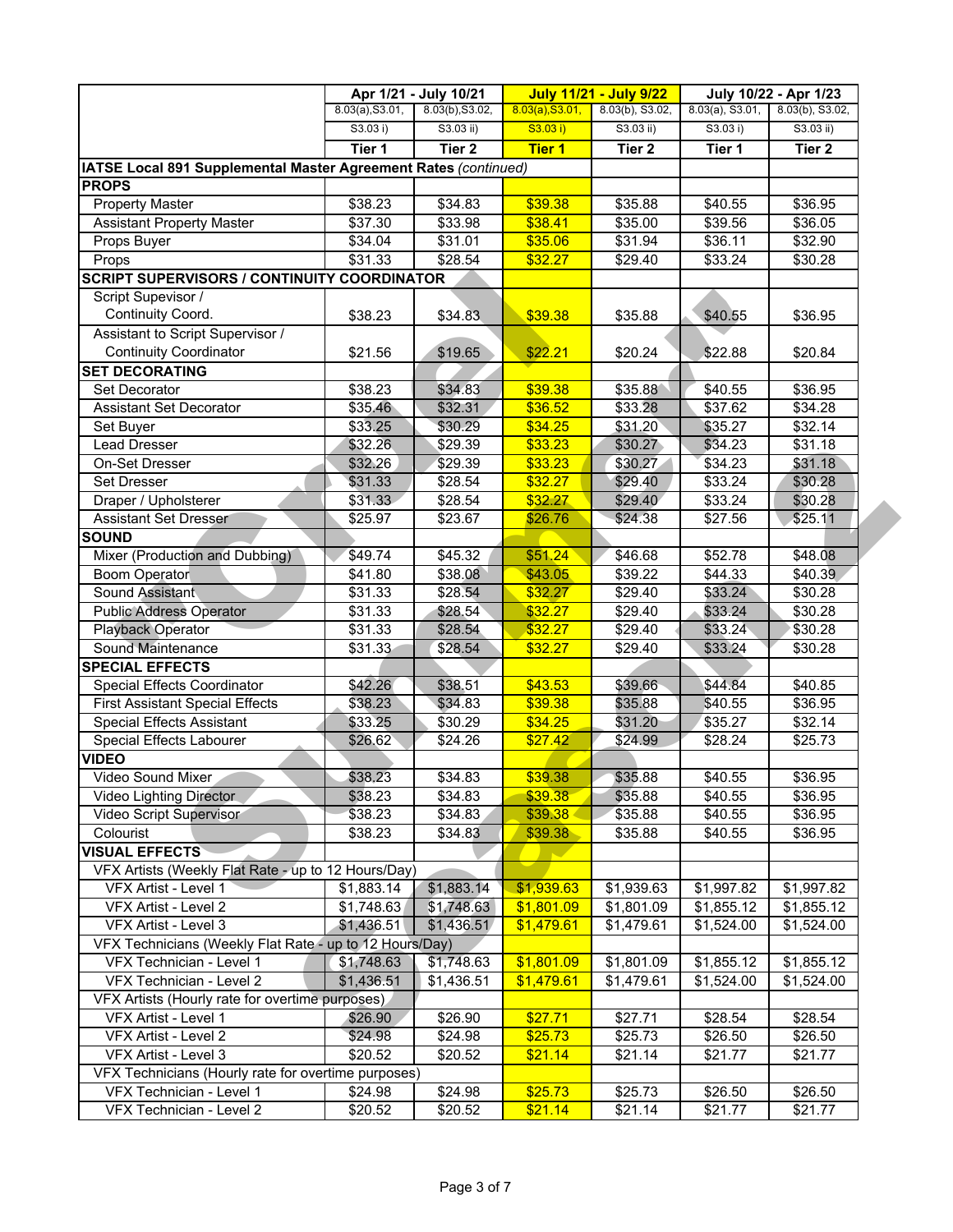| | Apr 1/21 - July 10/21 | | July 11/21 - July 9/22 | | July 10/22 - Apr 1/23 | |
|---|---|---|---|---|---|---|
| | 8.03(a),S3.01, S3.03 i) | 8.03(b),S3.02, S3.03 ii) | 8.03(a),S3.01, S3.03 i) | 8.03(b), S3.02, S3.03 ii) | 8.03(a), S3.01, S3.03 i) | 8.03(b), S3.02, S3.03 ii) |
| | **Tier 1** | **Tier 2** | **Tier 1** | **Tier 2** | **Tier 1** | **Tier 2** |
| **IATSE Local 891 Supplemental Master Agreement Rates** *(continued)* | | | | | | |
| **PROPS** | | | | | | |
| Property Master | $38.23 | $34.83 | $39.38 | $35.88 | $40.55 | $36.95 |
| Assistant Property Master | $37.30 | $33.98 | $38.41 | $35.00 | $39.56 | $36.05 |
| Props Buyer | $34.04 | $31.01 | $35.06 | $31.94 | $36.11 | $32.90 |
| Props | $31.33 | $28.54 | $32.27 | $29.40 | $33.24 | $30.28 |
| **SCRIPT SUPERVISORS / CONTINUITY COORDINATOR** | | | | | | |
| Script Supevisor / Continuity Coord. | $38.23 | $34.83 | $39.38 | $35.88 | $40.55 | $36.95 |
| Assistant to Script Supervisor / Continuity Coordinator | $21.56 | $19.65 | $22.21 | $20.24 | $22.88 | $20.84 |
| **SET DECORATING** | | | | | | |
| Set Decorator | $38.23 | $34.83 | $39.38 | $35.88 | $40.55 | $36.95 |
| Assistant Set Decorator | $35.46 | $32.31 | $36.52 | $33.28 | $37.62 | $34.28 |
| Set Buyer | $33.25 | $30.29 | $34.25 | $31.20 | $35.27 | $32.14 |
| Lead Dresser | $32.26 | $29.39 | $33.23 | $30.27 | $34.23 | $31.18 |
| On-Set Dresser | $32.26 | $29.39 | $33.23 | $30.27 | $34.23 | $31.18 |
| Set Dresser | $31.33 | $28.54 | $32.27 | $29.40 | $33.24 | $30.28 |
| Draper / Upholsterer | $31.33 | $28.54 | $32.27 | $29.40 | $33.24 | $30.28 |
| Assistant Set Dresser | $25.97 | $23.67 | $26.76 | $24.38 | $27.56 | $25.11 |
| **SOUND** | | | | | | |
| Mixer (Production and Dubbing) | $49.74 | $45.32 | $51.24 | $46.68 | $52.78 | $48.08 |
| Boom Operator | $41.80 | $38.08 | $43.05 | $39.22 | $44.33 | $40.39 |
| Sound Assistant | $31.33 | $28.54 | $32.27 | $29.40 | $33.24 | $30.28 |
| Public Address Operator | $31.33 | $28.54 | $32.27 | $29.40 | $33.24 | $30.28 |
| Playback Operator | $31.33 | $28.54 | $32.27 | $29.40 | $33.24 | $30.28 |
| Sound Maintenance | $31.33 | $28.54 | $32.27 | $29.40 | $33.24 | $30.28 |
| **SPECIAL EFFECTS** | | | | | | |
| Special Effects Coordinator | $42.26 | $38.51 | $43.53 | $39.66 | $44.84 | $40.85 |
| First Assistant Special Effects | $38.23 | $34.83 | $39.38 | $35.88 | $40.55 | $36.95 |
| Special Effects Assistant | $33.25 | $30.29 | $34.25 | $31.20 | $35.27 | $32.14 |
| Special Effects Labourer | $26.62 | $24.26 | $27.42 | $24.99 | $28.24 | $25.73 |
| **VIDEO** | | | | | | |
| Video Sound Mixer | $38.23 | $34.83 | $39.38 | $35.88 | $40.55 | $36.95 |
| Video Lighting Director | $38.23 | $34.83 | $39.38 | $35.88 | $40.55 | $36.95 |
| Video Script Supervisor | $38.23 | $34.83 | $39.38 | $35.88 | $40.55 | $36.95 |
| Colourist | $38.23 | $34.83 | $39.38 | $35.88 | $40.55 | $36.95 |
| **VISUAL EFFECTS** | | | | | | |
| VFX Artists (Weekly Flat Rate - up to 12 Hours/Day) | | | | | | |
| VFX Artist - Level 1 | $1,883.14 | $1,883.14 | $1,939.63 | $1,939.63 | $1,997.82 | $1,997.82 |
| VFX Artist - Level 2 | $1,748.63 | $1,748.63 | $1,801.09 | $1,801.09 | $1,855.12 | $1,855.12 |
| VFX Artist - Level 3 | $1,436.51 | $1,436.51 | $1,479.61 | $1,479.61 | $1,524.00 | $1,524.00 |
| VFX Technicians (Weekly Flat Rate - up to 12 Hours/Day) | | | | | | |
| VFX Technician - Level 1 | $1,748.63 | $1,748.63 | $1,801.09 | $1,801.09 | $1,855.12 | $1,855.12 |
| VFX Technician - Level 2 | $1,436.51 | $1,436.51 | $1,479.61 | $1,479.61 | $1,524.00 | $1,524.00 |
| VFX Artists (Hourly rate for overtime purposes) | | | | | | |
| VFX Artist - Level 1 | $26.90 | $26.90 | $27.71 | $27.71 | $28.54 | $28.54 |
| VFX Artist - Level 2 | $24.98 | $24.98 | $25.73 | $25.73 | $26.50 | $26.50 |
| VFX Artist - Level 3 | $20.52 | $20.52 | $21.14 | $21.14 | $21.77 | $21.77 |
| VFX Technicians (Hourly rate for overtime purposes) | | | | | | |
| VFX Technician - Level 1 | $24.98 | $24.98 | $25.73 | $25.73 | $26.50 | $26.50 |
| VFX Technician - Level 2 | $20.52 | $20.52 | $21.14 | $21.14 | $21.77 | $21.77 |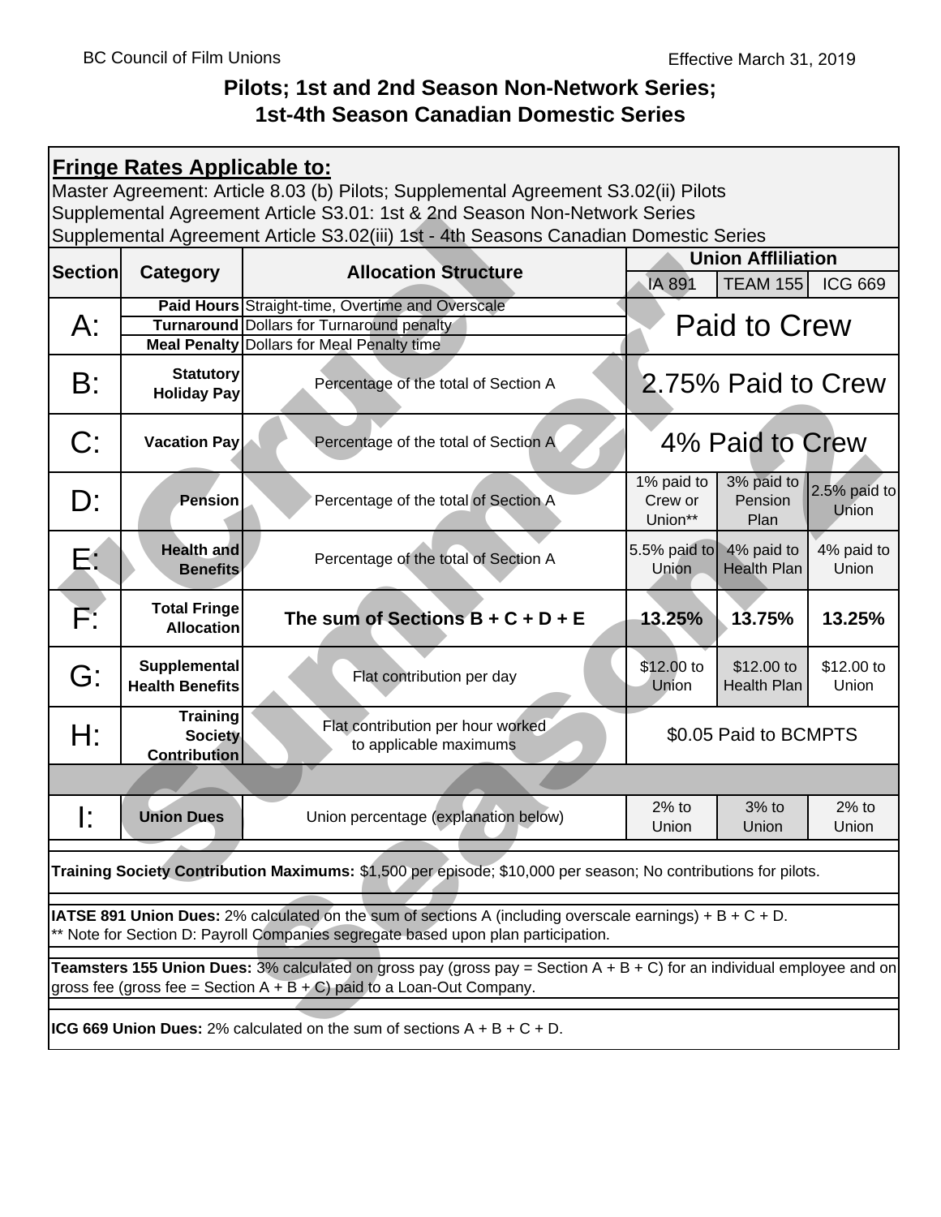BC Council of Film Unions

Effective March 31, 2019

# Pilots; 1st and 2nd Season Non-Network Series; 1st-4th Season Canadian Domestic Series

**Fringe Rates Applicable to:**

Master Agreement: Article 8.03 (b) Pilots; Supplemental Agreement S3.02(ii) Pilots
Supplemental Agreement Article S3.01: 1st & 2nd Season Non-Network Series
Supplemental Agreement Article S3.02(iii) 1st - 4th Seasons Canadian Domestic Series

| Section | Category | Allocation Structure | Union Affliliation | | |
|---|---|---|---|---|---|
| | | | IA 891 | TEAM 155 | ICG 669 |
| A: | Paid Hours | Straight-time, Overtime and Overscale | Paid to Crew | | |
| | Turnaround | Dollars for Turnaround penalty | | | |
| | Meal Penalty | Dollars for Meal Penalty time | | | |
| B: | Statutory Holiday Pay | Percentage of the total of Section A | 2.75% Paid to Crew | | |
| C: | Vacation Pay | Percentage of the total of Section A | 4% Paid to Crew | | |
| D: | Pension | Percentage of the total of Section A | 1% paid to Crew or Union** | 3% paid to Pension Plan | 2.5% paid to Union |
| E: | Health and Benefits | Percentage of the total of Section A | 5.5% paid to Union | 4% paid to Health Plan | 4% paid to Union |
| F: | Total Fringe Allocation | **The sum of Sections B + C + D + E** | **13.25%** | **13.75%** | **13.25%** |
| G: | Supplemental Health Benefits | Flat contribution per day | $12.00 to Union | $12.00 to Health Plan | $12.00 to Union |
| H: | Training Society Contribution | Flat contribution per hour worked to applicable maximums | $0.05 Paid to BCMPTS | | |
| I: | Union Dues | Union percentage (explanation below) | 2% to Union | 3% to Union | 2% to Union |

**Training Society Contribution Maximums:** $1,500 per episode; $10,000 per season; No contributions for pilots.

**IATSE 891 Union Dues:** 2% calculated on the sum of sections A (including overscale earnings) + B + C + D.
** Note for Section D: Payroll Companies segregate based upon plan participation.

**Teamsters 155 Union Dues:** 3% calculated on gross pay (gross pay = Section A + B + C) for an individual employee and on gross fee (gross fee = Section A + B + C) paid to a Loan-Out Company.

**ICG 669 Union Dues:** 2% calculated on the sum of sections A + B + C + D.